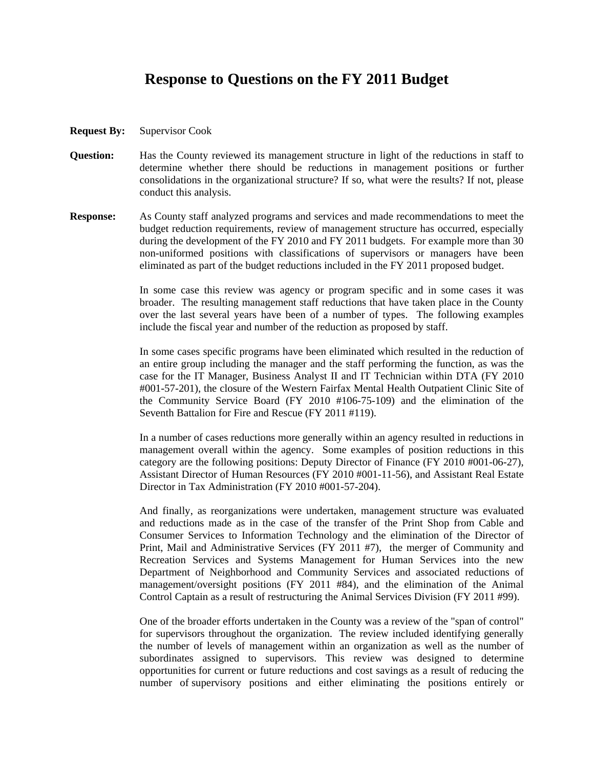# Response to Questions on the FY 2011 Budget

**Request By:** Supervisor Cook

**Question:** Has the County reviewed its management structure in light of the reductions in staff to determine whether there should be reductions in management positions or further consolidations in the organizational structure? If so, what were the results? If not, please conduct this analysis.

**Response:** As County staff analyzed programs and services and made recommendations to meet the budget reduction requirements, review of management structure has occurred, especially during the development of the FY 2010 and FY 2011 budgets. For example more than 30 non-uniformed positions with classifications of supervisors or managers have been eliminated as part of the budget reductions included in the FY 2011 proposed budget.

In some case this review was agency or program specific and in some cases it was broader. The resulting management staff reductions that have taken place in the County over the last several years have been of a number of types. The following examples include the fiscal year and number of the reduction as proposed by staff.

In some cases specific programs have been eliminated which resulted in the reduction of an entire group including the manager and the staff performing the function, as was the case for the IT Manager, Business Analyst II and IT Technician within DTA (FY 2010 #001-57-201), the closure of the Western Fairfax Mental Health Outpatient Clinic Site of the Community Service Board (FY 2010 #106-75-109) and the elimination of the Seventh Battalion for Fire and Rescue (FY 2011 #119).

In a number of cases reductions more generally within an agency resulted in reductions in management overall within the agency. Some examples of position reductions in this category are the following positions: Deputy Director of Finance (FY 2010 #001-06-27), Assistant Director of Human Resources (FY 2010 #001-11-56), and Assistant Real Estate Director in Tax Administration (FY 2010 #001-57-204).

And finally, as reorganizations were undertaken, management structure was evaluated and reductions made as in the case of the transfer of the Print Shop from Cable and Consumer Services to Information Technology and the elimination of the Director of Print, Mail and Administrative Services (FY 2011 #7), the merger of Community and Recreation Services and Systems Management for Human Services into the new Department of Neighborhood and Community Services and associated reductions of management/oversight positions (FY 2011 #84), and the elimination of the Animal Control Captain as a result of restructuring the Animal Services Division (FY 2011 #99).

One of the broader efforts undertaken in the County was a review of the "span of control" for supervisors throughout the organization. The review included identifying generally the number of levels of management within an organization as well as the number of subordinates assigned to supervisors. This review was designed to determine opportunities for current or future reductions and cost savings as a result of reducing the number of supervisory positions and either eliminating the positions entirely or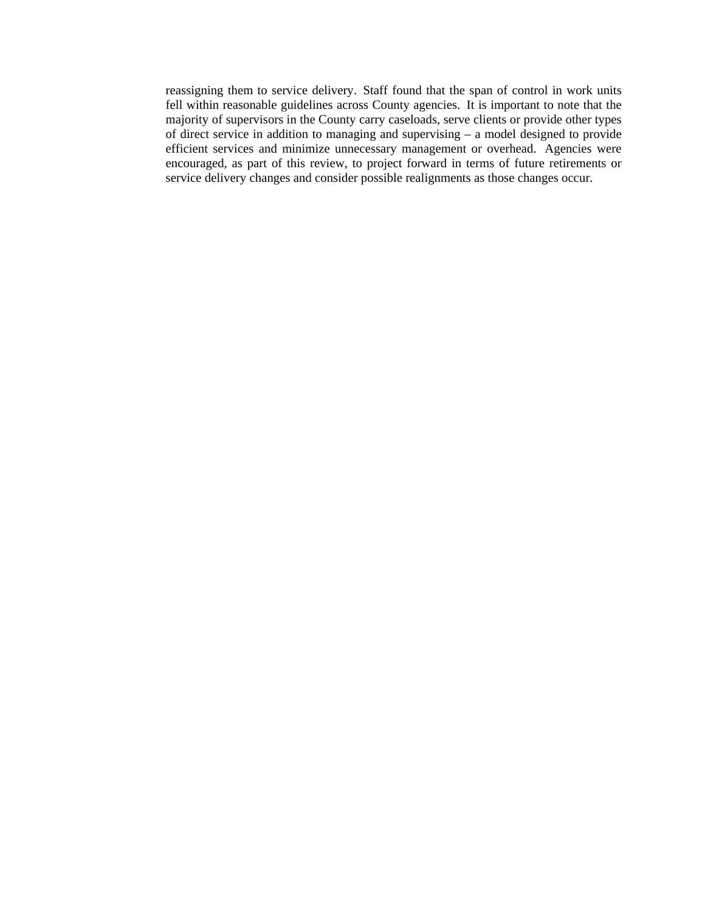reassigning them to service delivery. Staff found that the span of control in work units fell within reasonable guidelines across County agencies. It is important to note that the majority of supervisors in the County carry caseloads, serve clients or provide other types of direct service in addition to managing and supervising – a model designed to provide efficient services and minimize unnecessary management or overhead. Agencies were encouraged, as part of this review, to project forward in terms of future retirements or service delivery changes and consider possible realignments as those changes occur.